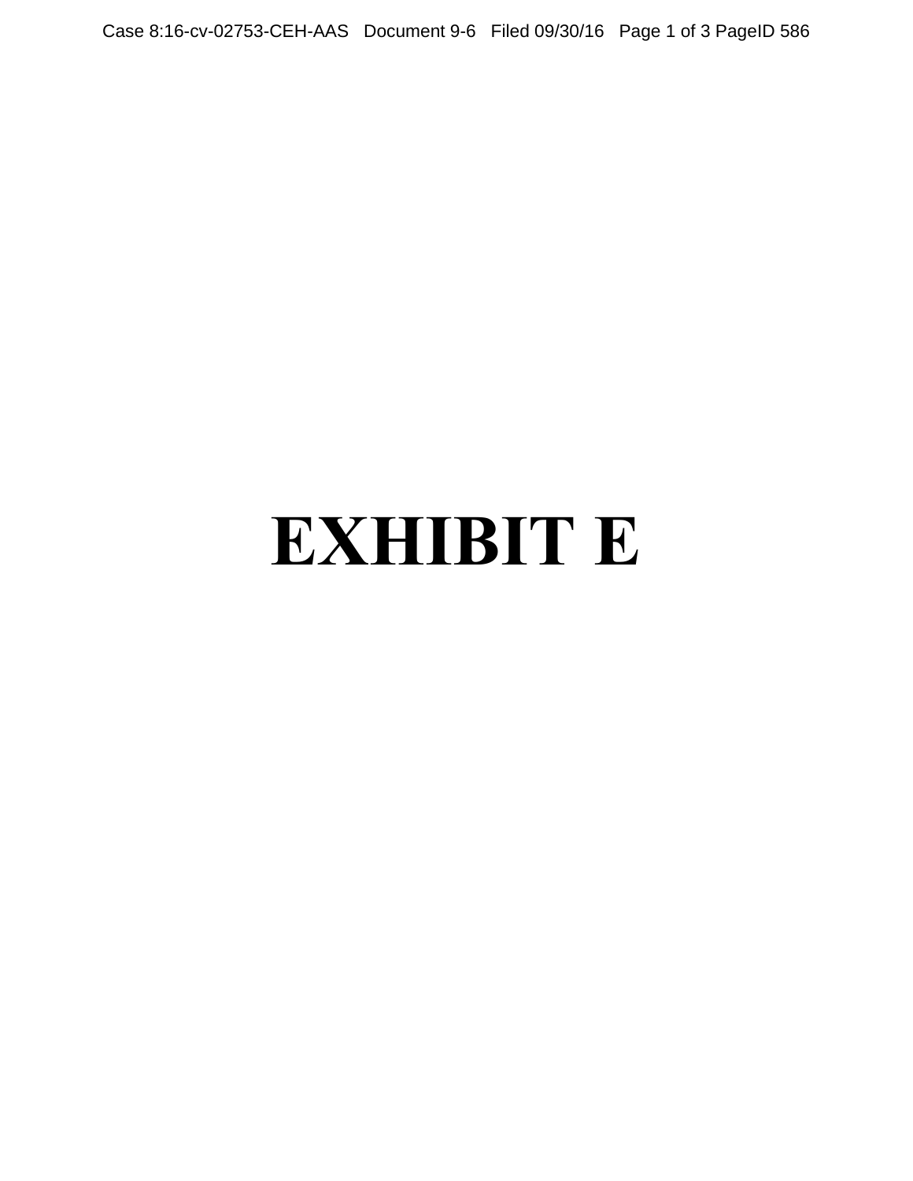# EXHIBIT E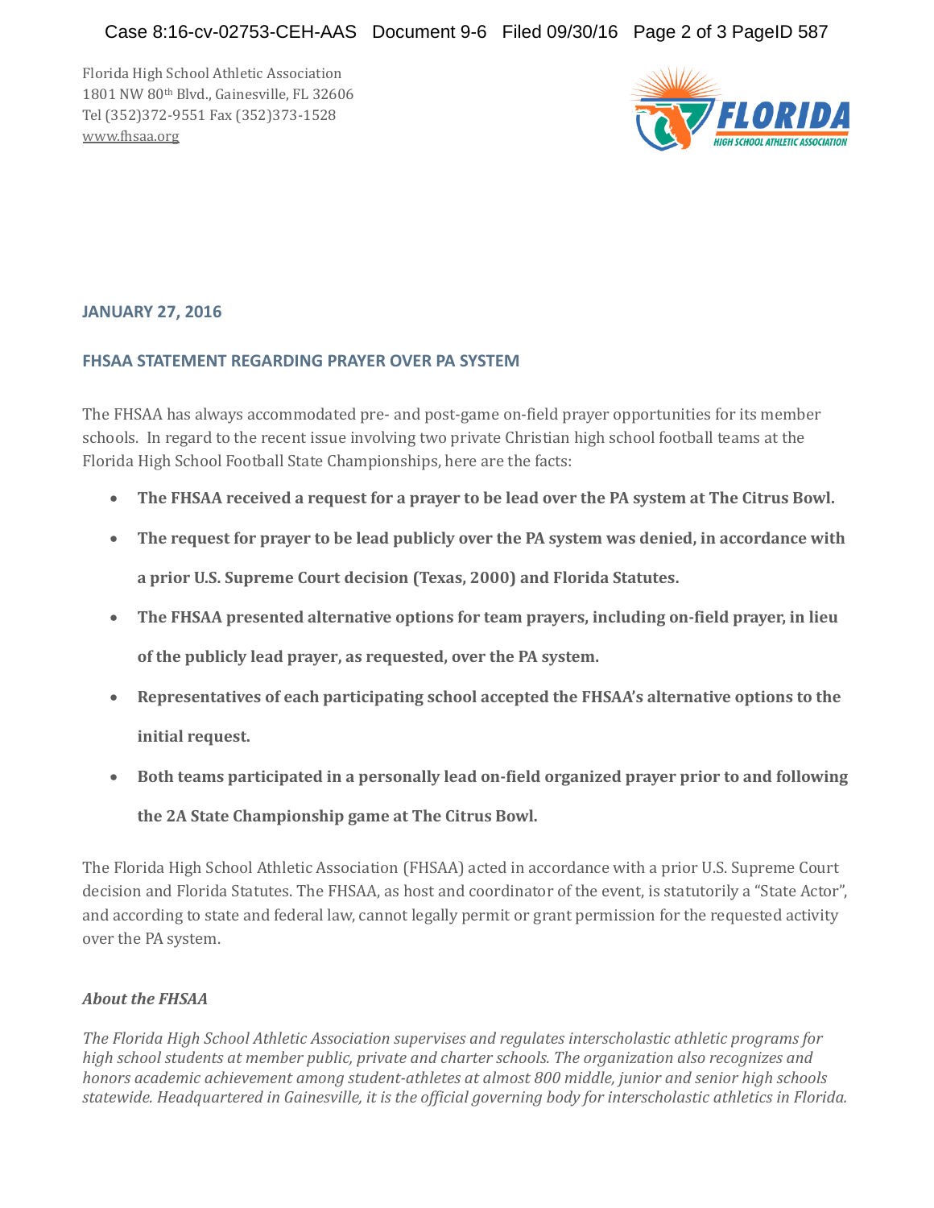Florida High School Athletic Association
1801 NW 80th Blvd., Gainesville, FL 32606
Tel (352)372-9551 Fax (352)373-1528
www.fhsaa.org

**JANUARY 27, 2016**

**FHSAA STATEMENT REGARDING PRAYER OVER PA SYSTEM**

The FHSAA has always accommodated pre- and post-game on-field prayer opportunities for its member schools. In regard to the recent issue involving two private Christian high school football teams at the Florida High School Football State Championships, here are the facts:

- **The FHSAA received a request for a prayer to be lead over the PA system at The Citrus Bowl.**
- **The request for prayer to be lead publicly over the PA system was denied, in accordance with a prior U.S. Supreme Court decision (Texas, 2000) and Florida Statutes.**
- **The FHSAA presented alternative options for team prayers, including on-field prayer, in lieu of the publicly lead prayer, as requested, over the PA system.**
- **Representatives of each participating school accepted the FHSAA's alternative options to the initial request.**
- **Both teams participated in a personally lead on-field organized prayer prior to and following the 2A State Championship game at The Citrus Bowl.**

The Florida High School Athletic Association (FHSAA) acted in accordance with a prior U.S. Supreme Court decision and Florida Statutes. The FHSAA, as host and coordinator of the event, is statutorily a "State Actor", and according to state and federal law, cannot legally permit or grant permission for the requested activity over the PA system.

***About the FHSAA***

*The Florida High School Athletic Association supervises and regulates interscholastic athletic programs for high school students at member public, private and charter schools. The organization also recognizes and honors academic achievement among student-athletes at almost 800 middle, junior and senior high schools statewide. Headquartered in Gainesville, it is the official governing body for interscholastic athletics in Florida.*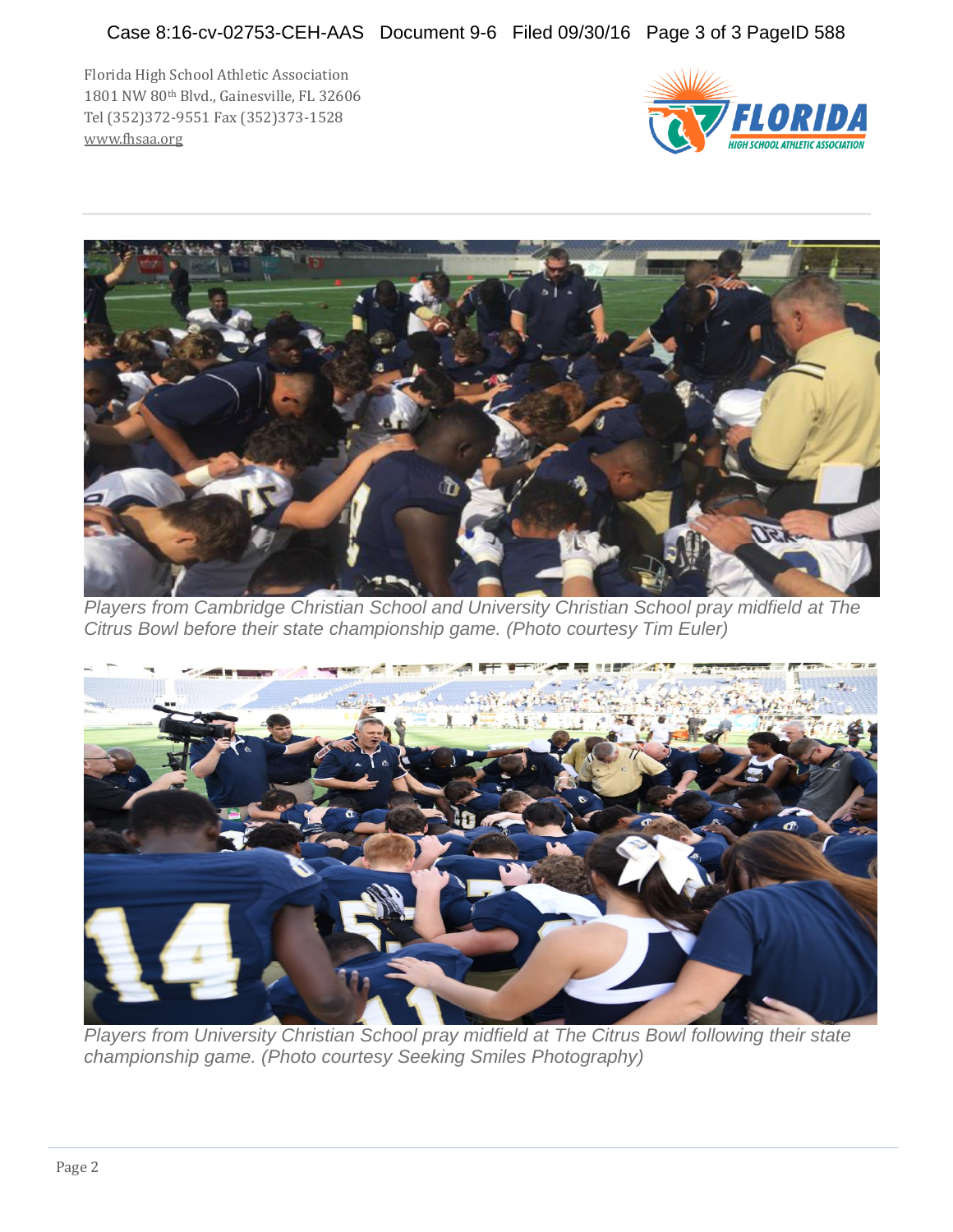Florida High School Athletic Association
1801 NW 80th Blvd., Gainesville, FL 32606
Tel (352)372-9551 Fax (352)373-1528
www.fhsaa.org

*Players from Cambridge Christian School and University Christian School pray midfield at The Citrus Bowl before their state championship game. (Photo courtesy Tim Euler)*

*Players from University Christian School pray midfield at The Citrus Bowl following their state championship game. (Photo courtesy Seeking Smiles Photography)*